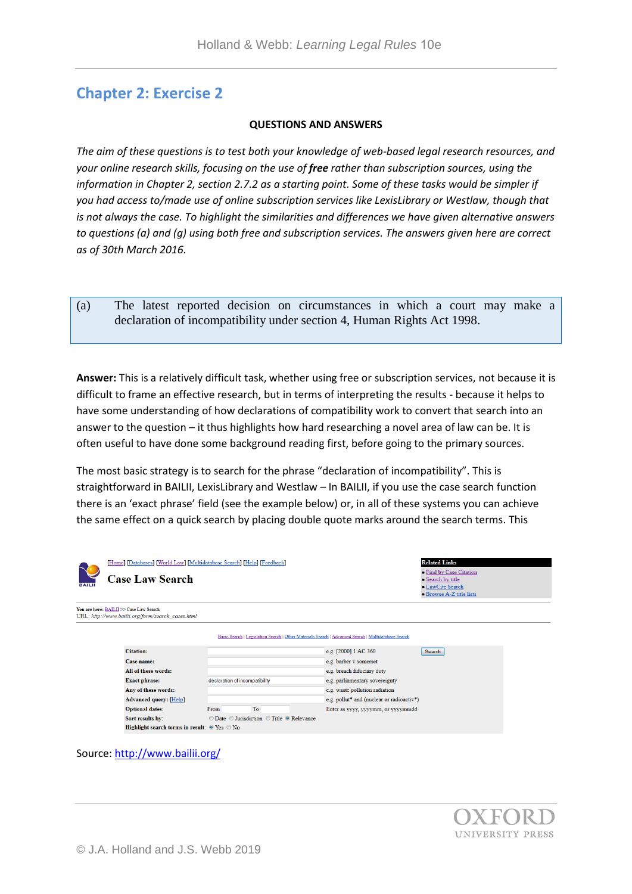## Chapter 2: Exercise 2

**QUESTIONS AND ANSWERS**

*The aim of these questions is to test both your knowledge of web-based legal research resources, and your online research skills, focusing on the use of* ***free*** *rather than subscription sources, using the information in Chapter 2, section 2.7.2 as a starting point. Some of these tasks would be simpler if you had access to/made use of online subscription services like LexisLibrary or Westlaw, though that is not always the case. To highlight the similarities and differences we have given alternative answers to questions (a) and (g) using both free and subscription services. The answers given here are correct as of 30th March 2016.*

(a) The latest reported decision on circumstances in which a court may make a declaration of incompatibility under section 4, Human Rights Act 1998.

**Answer:** This is a relatively difficult task, whether using free or subscription services, not because it is difficult to frame an effective research, but in terms of interpreting the results - because it helps to have some understanding of how declarations of compatibility work to convert that search into an answer to the question – it thus highlights how hard researching a novel area of law can be. It is often useful to have done some background reading first, before going to the primary sources.

The most basic strategy is to search for the phrase "declaration of incompatibility". This is straightforward in BAILII, LexisLibrary and Westlaw – In BAILII, if you use the case search function there is an 'exact phrase' field (see the example below) or, in all of these systems you can achieve the same effect on a quick search by placing double quote marks around the search terms. This

[Home] [Databases] [World Law] [Multidatabase Search] [Help] [Feedback]

**Case Law Search**

Related Links: Find by Case Citation; Search by title; LawCite Search; Browse A-Z title lists

You are here: BAILII >> Case Law Search
URL: http://www.bailii.org/form/search_cases.html

Basic Search | Legislation Search | Other Materials Search | Advanced Search | Multidatabase Search

| Field | Entry | Example |
|---|---|---|
| Citation: | | e.g. [2000] 1 AC 360 |
| Case name: | | e.g. barber v somerset |
| All of these words: | | e.g. breach fiduciary duty |
| Exact phrase: | declaration of incompatibility | e.g. parliamentary sovereignty |
| Any of these words: | | e.g. waste pollution radiation |
| Advanced query: [Help] | | e.g. pollut* and (nuclear or radioactiv*) |
| Optional dates: | From To | Enter as yyyy, yyyymm, or yyyymmdd |
| Sort results by: | Date / Jurisdiction / Title / Relevance | |
| Highlight search terms in result: | Yes / No | |

Source: http://www.bailii.org/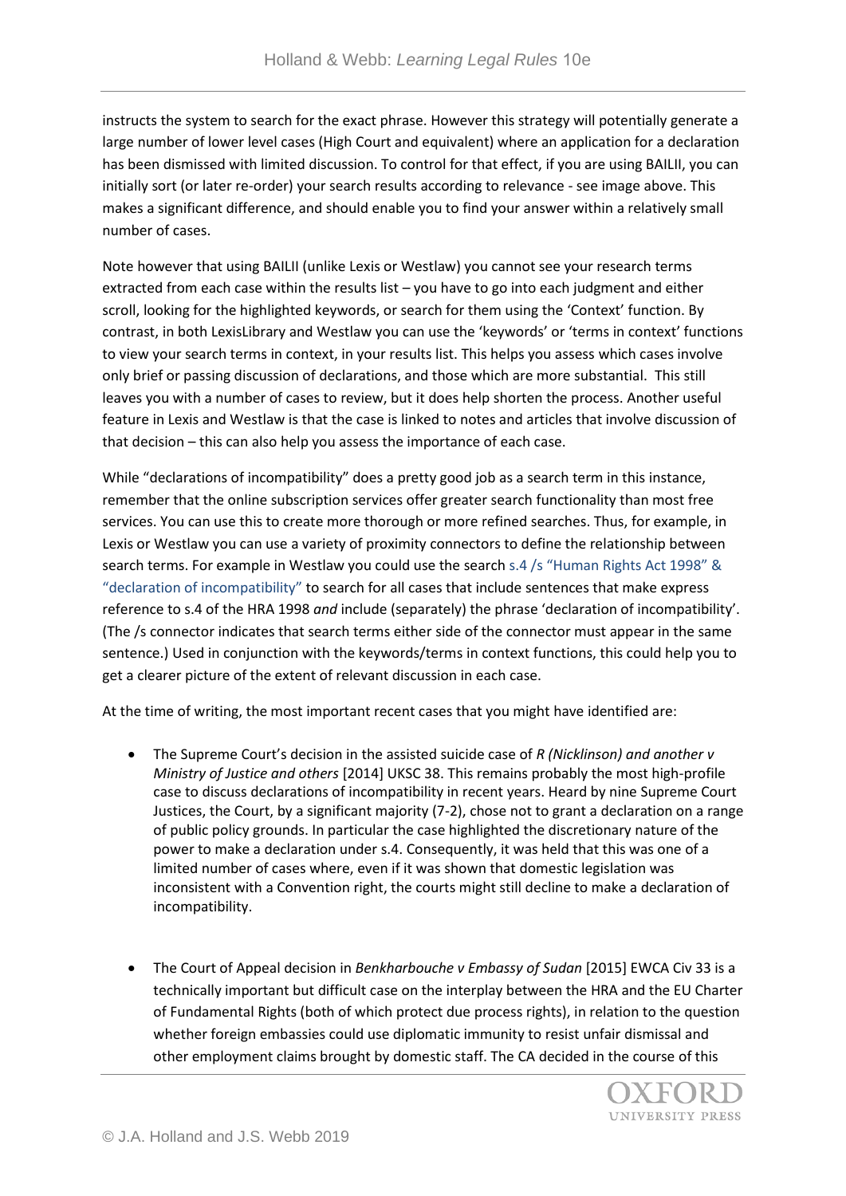instructs the system to search for the exact phrase. However this strategy will potentially generate a large number of lower level cases (High Court and equivalent) where an application for a declaration has been dismissed with limited discussion. To control for that effect, if you are using BAILII, you can initially sort (or later re-order) your search results according to relevance - see image above. This makes a significant difference, and should enable you to find your answer within a relatively small number of cases.

Note however that using BAILII (unlike Lexis or Westlaw) you cannot see your research terms extracted from each case within the results list – you have to go into each judgment and either scroll, looking for the highlighted keywords, or search for them using the 'Context' function. By contrast, in both LexisLibrary and Westlaw you can use the 'keywords' or 'terms in context' functions to view your search terms in context, in your results list. This helps you assess which cases involve only brief or passing discussion of declarations, and those which are more substantial. This still leaves you with a number of cases to review, but it does help shorten the process. Another useful feature in Lexis and Westlaw is that the case is linked to notes and articles that involve discussion of that decision – this can also help you assess the importance of each case.

While "declarations of incompatibility" does a pretty good job as a search term in this instance, remember that the online subscription services offer greater search functionality than most free services. You can use this to create more thorough or more refined searches. Thus, for example, in Lexis or Westlaw you can use a variety of proximity connectors to define the relationship between search terms. For example in Westlaw you could use the search s.4 /s "Human Rights Act 1998" & "declaration of incompatibility" to search for all cases that include sentences that make express reference to s.4 of the HRA 1998 *and* include (separately) the phrase 'declaration of incompatibility'. (The /s connector indicates that search terms either side of the connector must appear in the same sentence.) Used in conjunction with the keywords/terms in context functions, this could help you to get a clearer picture of the extent of relevant discussion in each case.

At the time of writing, the most important recent cases that you might have identified are:

- The Supreme Court's decision in the assisted suicide case of *R (Nicklinson) and another v Ministry of Justice and others* [2014] UKSC 38. This remains probably the most high-profile case to discuss declarations of incompatibility in recent years. Heard by nine Supreme Court Justices, the Court, by a significant majority (7-2), chose not to grant a declaration on a range of public policy grounds. In particular the case highlighted the discretionary nature of the power to make a declaration under s.4. Consequently, it was held that this was one of a limited number of cases where, even if it was shown that domestic legislation was inconsistent with a Convention right, the courts might still decline to make a declaration of incompatibility.

- The Court of Appeal decision in *Benkharbouche v Embassy of Sudan* [2015] EWCA Civ 33 is a technically important but difficult case on the interplay between the HRA and the EU Charter of Fundamental Rights (both of which protect due process rights), in relation to the question whether foreign embassies could use diplomatic immunity to resist unfair dismissal and other employment claims brought by domestic staff. The CA decided in the course of this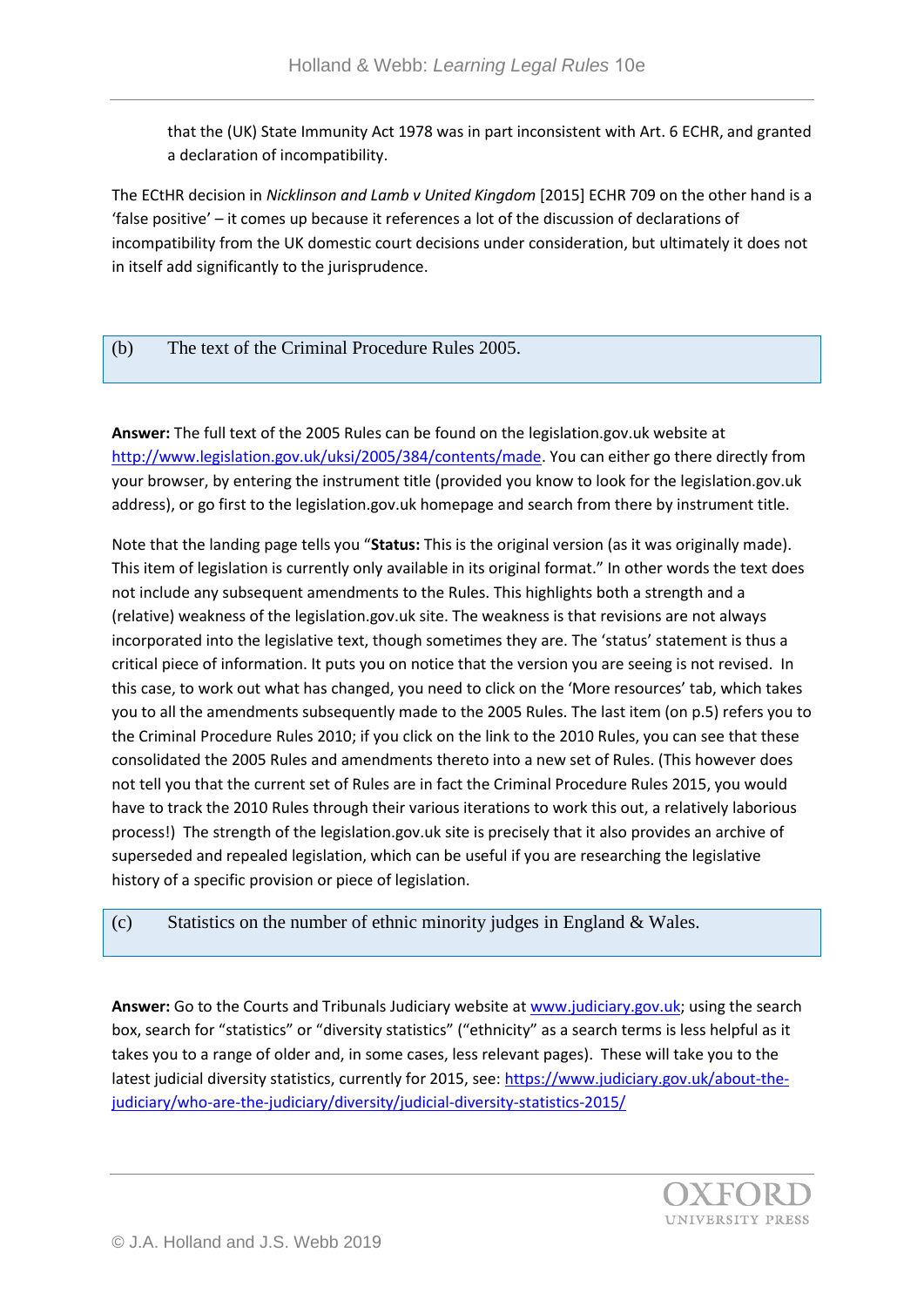that the (UK) State Immunity Act 1978 was in part inconsistent with Art. 6 ECHR, and granted a declaration of incompatibility.

The ECtHR decision in *Nicklinson and Lamb v United Kingdom* [2015] ECHR 709 on the other hand is a 'false positive' – it comes up because it references a lot of the discussion of declarations of incompatibility from the UK domestic court decisions under consideration, but ultimately it does not in itself add significantly to the jurisprudence.

(b) The text of the Criminal Procedure Rules 2005.

**Answer:** The full text of the 2005 Rules can be found on the legislation.gov.uk website at http://www.legislation.gov.uk/uksi/2005/384/contents/made. You can either go there directly from your browser, by entering the instrument title (provided you know to look for the legislation.gov.uk address), or go first to the legislation.gov.uk homepage and search from there by instrument title.

Note that the landing page tells you "**Status:** This is the original version (as it was originally made). This item of legislation is currently only available in its original format." In other words the text does not include any subsequent amendments to the Rules. This highlights both a strength and a (relative) weakness of the legislation.gov.uk site. The weakness is that revisions are not always incorporated into the legislative text, though sometimes they are. The 'status' statement is thus a critical piece of information. It puts you on notice that the version you are seeing is not revised. In this case, to work out what has changed, you need to click on the 'More resources' tab, which takes you to all the amendments subsequently made to the 2005 Rules. The last item (on p.5) refers you to the Criminal Procedure Rules 2010; if you click on the link to the 2010 Rules, you can see that these consolidated the 2005 Rules and amendments thereto into a new set of Rules. (This however does not tell you that the current set of Rules are in fact the Criminal Procedure Rules 2015, you would have to track the 2010 Rules through their various iterations to work this out, a relatively laborious process!) The strength of the legislation.gov.uk site is precisely that it also provides an archive of superseded and repealed legislation, which can be useful if you are researching the legislative history of a specific provision or piece of legislation.

(c) Statistics on the number of ethnic minority judges in England & Wales.

**Answer:** Go to the Courts and Tribunals Judiciary website at www.judiciary.gov.uk; using the search box, search for "statistics" or "diversity statistics" ("ethnicity" as a search terms is less helpful as it takes you to a range of older and, in some cases, less relevant pages). These will take you to the latest judicial diversity statistics, currently for 2015, see: https://www.judiciary.gov.uk/about-the-judiciary/who-are-the-judiciary/diversity/judicial-diversity-statistics-2015/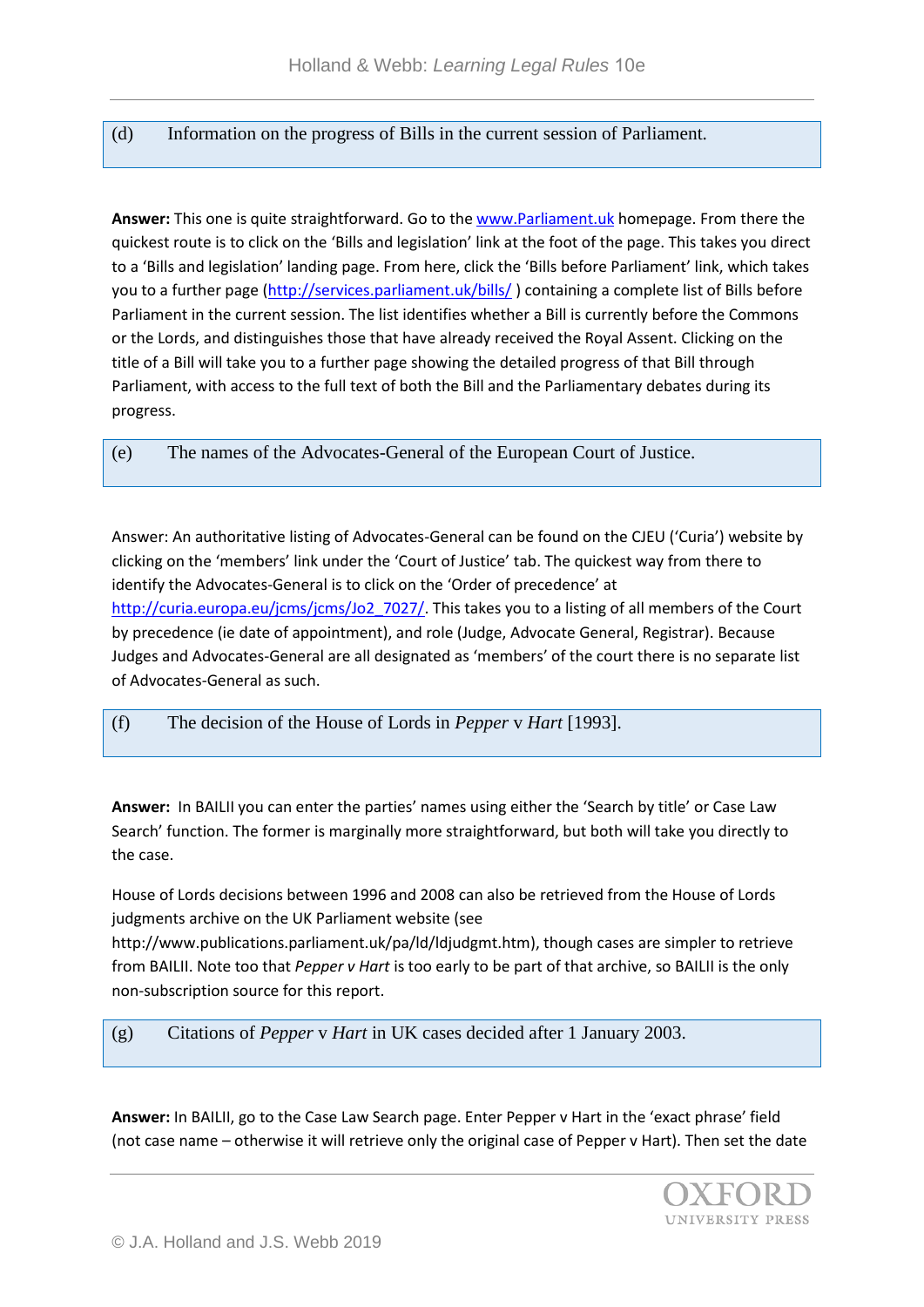(d) Information on the progress of Bills in the current session of Parliament.

**Answer:** This one is quite straightforward. Go to the [www.Parliament.uk](www.Parliament.uk) homepage. From there the quickest route is to click on the 'Bills and legislation' link at the foot of the page. This takes you direct to a 'Bills and legislation' landing page. From here, click the 'Bills before Parliament' link, which takes you to a further page ([http://services.parliament.uk/bills/](http://services.parliament.uk/bills/) ) containing a complete list of Bills before Parliament in the current session. The list identifies whether a Bill is currently before the Commons or the Lords, and distinguishes those that have already received the Royal Assent. Clicking on the title of a Bill will take you to a further page showing the detailed progress of that Bill through Parliament, with access to the full text of both the Bill and the Parliamentary debates during its progress.

(e) The names of the Advocates-General of the European Court of Justice.

Answer: An authoritative listing of Advocates-General can be found on the CJEU ('Curia') website by clicking on the 'members' link under the 'Court of Justice' tab. The quickest way from there to identify the Advocates-General is to click on the 'Order of precedence' at [http://curia.europa.eu/jcms/jcms/Jo2_7027/](http://curia.europa.eu/jcms/jcms/Jo2_7027/). This takes you to a listing of all members of the Court by precedence (ie date of appointment), and role (Judge, Advocate General, Registrar). Because Judges and Advocates-General are all designated as 'members' of the court there is no separate list of Advocates-General as such.

(f) The decision of the House of Lords in *Pepper* v *Hart* [1993].

**Answer:** In BAILII you can enter the parties' names using either the 'Search by title' or Case Law Search' function. The former is marginally more straightforward, but both will take you directly to the case.

House of Lords decisions between 1996 and 2008 can also be retrieved from the House of Lords judgments archive on the UK Parliament website (see http://www.publications.parliament.uk/pa/ld/ldjudgmt.htm), though cases are simpler to retrieve from BAILII. Note too that *Pepper v Hart* is too early to be part of that archive, so BAILII is the only non-subscription source for this report.

(g) Citations of *Pepper* v *Hart* in UK cases decided after 1 January 2003.

**Answer:** In BAILII, go to the Case Law Search page. Enter Pepper v Hart in the 'exact phrase' field (not case name – otherwise it will retrieve only the original case of Pepper v Hart). Then set the date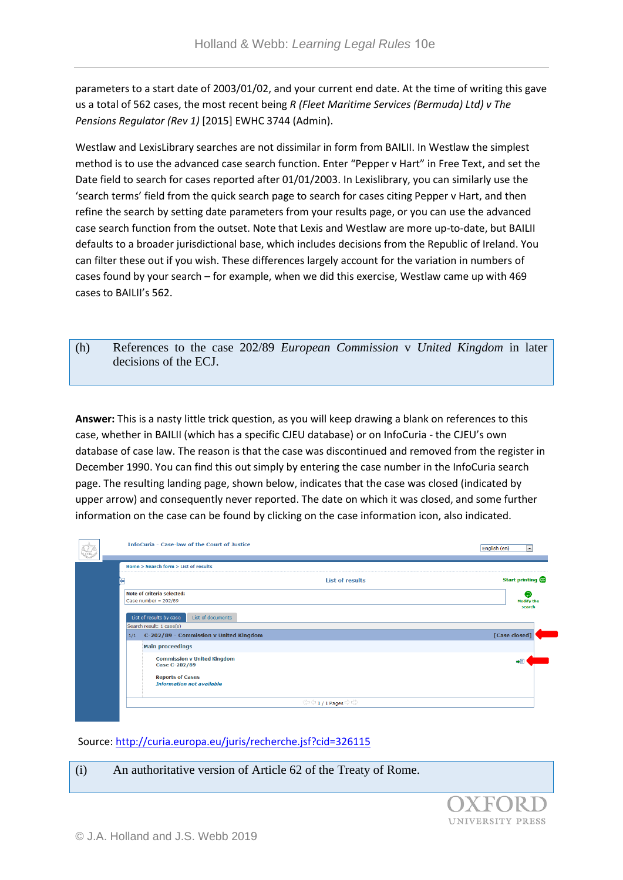parameters to a start date of 2003/01/02, and your current end date. At the time of writing this gave us a total of 562 cases, the most recent being *R (Fleet Maritime Services (Bermuda) Ltd) v The Pensions Regulator (Rev 1)* [2015] EWHC 3744 (Admin).

Westlaw and LexisLibrary searches are not dissimilar in form from BAILII. In Westlaw the simplest method is to use the advanced case search function. Enter "Pepper v Hart" in Free Text, and set the Date field to search for cases reported after 01/01/2003. In Lexislibrary, you can similarly use the 'search terms' field from the quick search page to search for cases citing Pepper v Hart, and then refine the search by setting date parameters from your results page, or you can use the advanced case search function from the outset. Note that Lexis and Westlaw are more up-to-date, but BAILII defaults to a broader jurisdictional base, which includes decisions from the Republic of Ireland. You can filter these out if you wish. These differences largely account for the variation in numbers of cases found by your search – for example, when we did this exercise, Westlaw came up with 469 cases to BAILII's 562.

(h) References to the case 202/89 *European Commission* v *United Kingdom* in later decisions of the ECJ.

**Answer:** This is a nasty little trick question, as you will keep drawing a blank on references to this case, whether in BAILII (which has a specific CJEU database) or on InfoCuria - the CJEU's own database of case law. The reason is that the case was discontinued and removed from the register in December 1990. You can find this out simply by entering the case number in the InfoCuria search page. The resulting landing page, shown below, indicates that the case was closed (indicated by upper arrow) and consequently never reported. The date on which it was closed, and some further information on the case can be found by clicking on the case information icon, also indicated.

Source: http://curia.europa.eu/juris/recherche.jsf?cid=326115

(i) An authoritative version of Article 62 of the Treaty of Rome.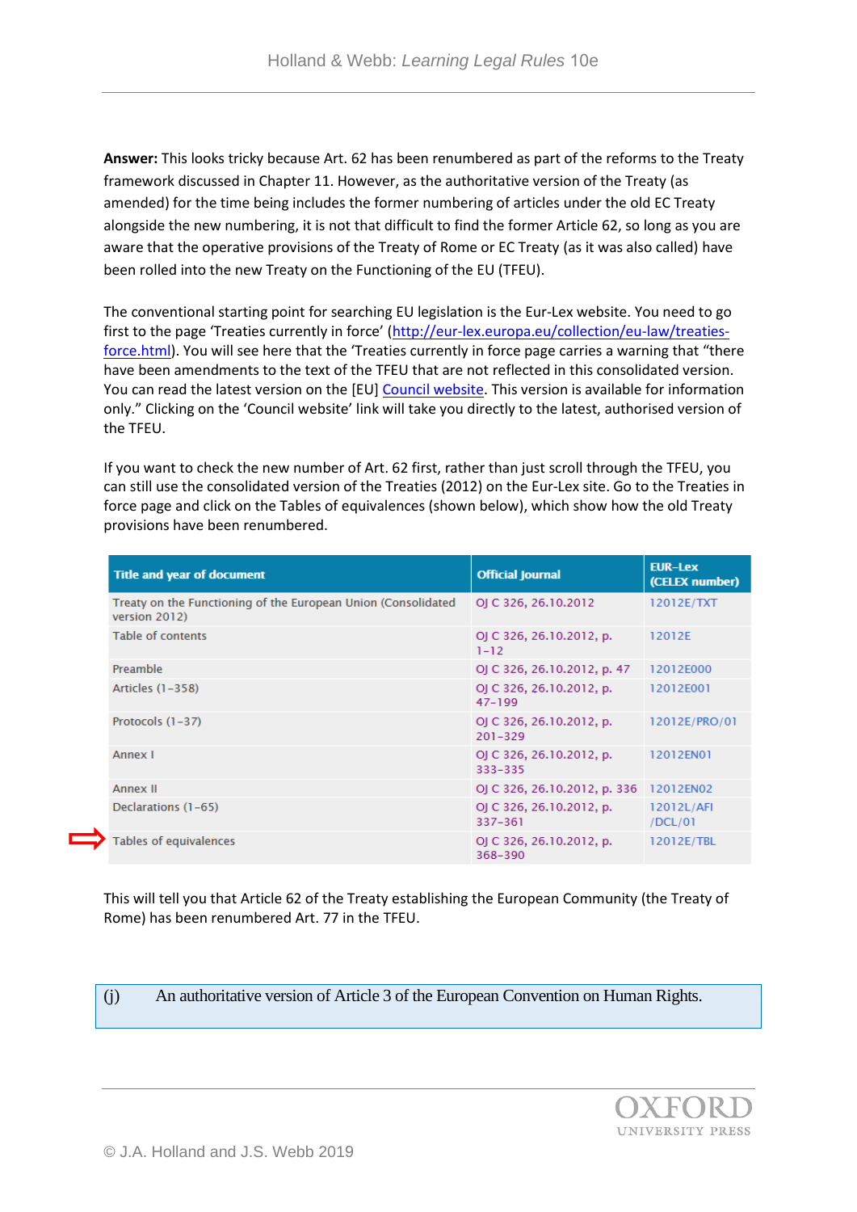**Answer:** This looks tricky because Art. 62 has been renumbered as part of the reforms to the Treaty framework discussed in Chapter 11. However, as the authoritative version of the Treaty (as amended) for the time being includes the former numbering of articles under the old EC Treaty alongside the new numbering, it is not that difficult to find the former Article 62, so long as you are aware that the operative provisions of the Treaty of Rome or EC Treaty (as it was also called) have been rolled into the new Treaty on the Functioning of the EU (TFEU).

The conventional starting point for searching EU legislation is the Eur-Lex website. You need to go first to the page 'Treaties currently in force' ([http://eur-lex.europa.eu/collection/eu-law/treaties-force.html](http://eur-lex.europa.eu/collection/eu-law/treaties-force.html)). You will see here that the 'Treaties currently in force page carries a warning that "there have been amendments to the text of the TFEU that are not reflected in this consolidated version. You can read the latest version on the [EU] Council website. This version is available for information only." Clicking on the 'Council website' link will take you directly to the latest, authorised version of the TFEU.

If you want to check the new number of Art. 62 first, rather than just scroll through the TFEU, you can still use the consolidated version of the Treaties (2012) on the Eur-Lex site. Go to the Treaties in force page and click on the Tables of equivalences (shown below), which show how the old Treaty provisions have been renumbered.

| Title and year of document | Official Journal | EUR-Lex (CELEX number) |
|---|---|---|
| Treaty on the Functioning of the European Union (Consolidated version 2012) | OJ C 326, 26.10.2012 | 12012E/TXT |
| Table of contents | OJ C 326, 26.10.2012, p. 1–12 | 12012E |
| Preamble | OJ C 326, 26.10.2012, p. 47 | 12012E000 |
| Articles (1–358) | OJ C 326, 26.10.2012, p. 47–199 | 12012E001 |
| Protocols (1–37) | OJ C 326, 26.10.2012, p. 201–329 | 12012E/PRO/01 |
| Annex I | OJ C 326, 26.10.2012, p. 333–335 | 12012EN01 |
| Annex II | OJ C 326, 26.10.2012, p. 336 | 12012EN02 |
| Declarations (1–65) | OJ C 326, 26.10.2012, p. 337–361 | 12012L/AFI/DCL/01 |
| ⇨ Tables of equivalences | OJ C 326, 26.10.2012, p. 368–390 | 12012E/TBL |

This will tell you that Article 62 of the Treaty establishing the European Community (the Treaty of Rome) has been renumbered Art. 77 in the TFEU.

(j) An authoritative version of Article 3 of the European Convention on Human Rights.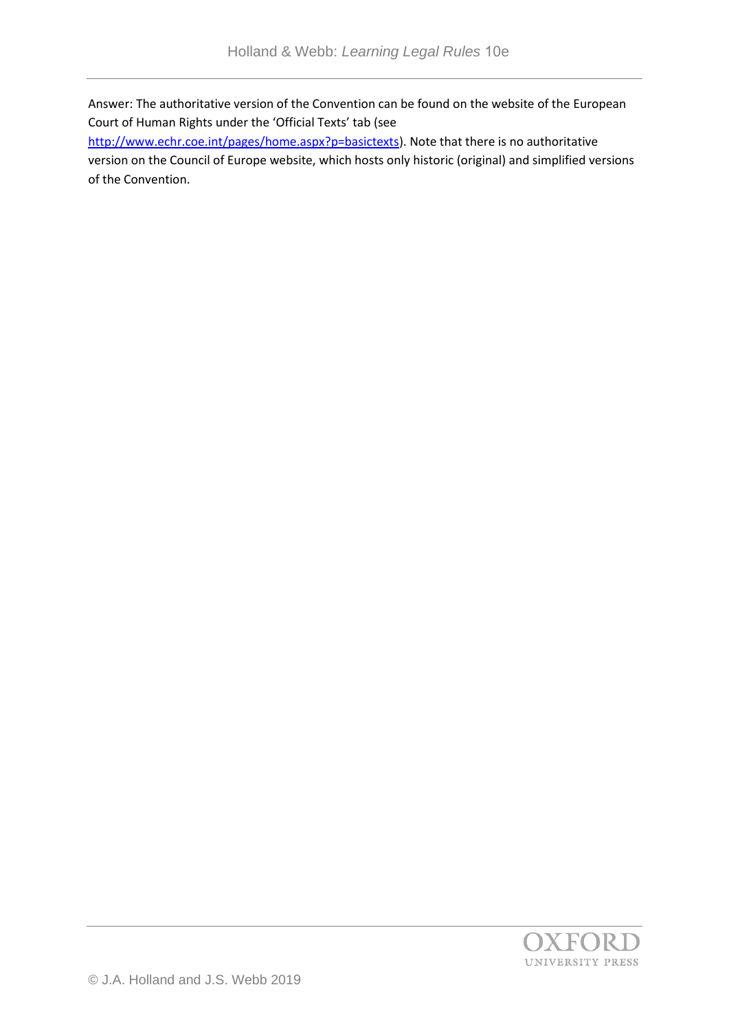Answer: The authoritative version of the Convention can be found on the website of the European Court of Human Rights under the 'Official Texts' tab (see http://www.echr.coe.int/pages/home.aspx?p=basictexts). Note that there is no authoritative version on the Council of Europe website, which hosts only historic (original) and simplified versions of the Convention.